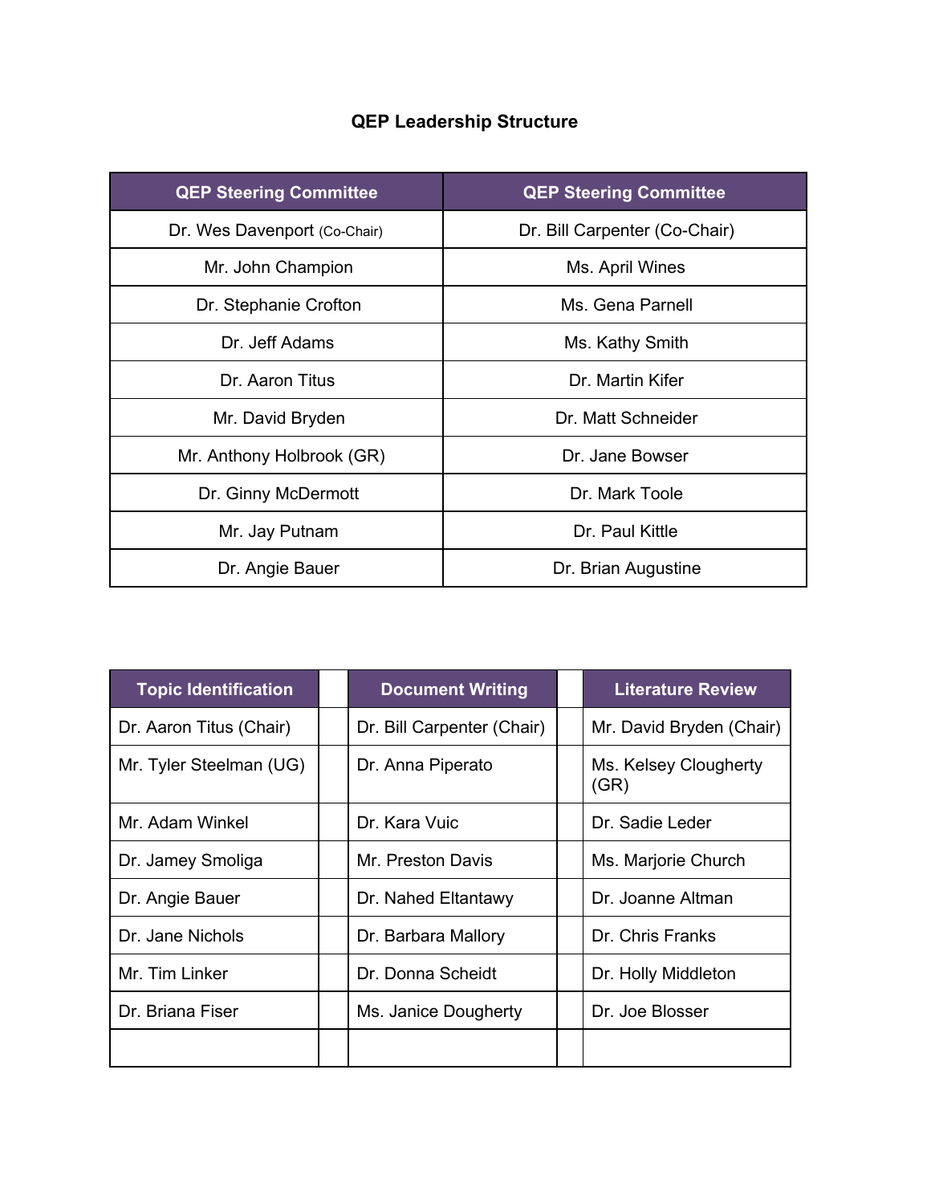# QEP Leadership Structure

| QEP Steering Committee | QEP Steering Committee |
|---|---|
| Dr. Wes Davenport (Co-Chair) | Dr. Bill Carpenter (Co-Chair) |
| Mr. John Champion | Ms. April Wines |
| Dr. Stephanie Crofton | Ms. Gena Parnell |
| Dr. Jeff Adams | Ms. Kathy Smith |
| Dr. Aaron Titus | Dr. Martin Kifer |
| Mr. David Bryden | Dr. Matt Schneider |
| Mr. Anthony Holbrook (GR) | Dr. Jane Bowser |
| Dr. Ginny McDermott | Dr. Mark Toole |
| Mr. Jay Putnam | Dr. Paul Kittle |
| Dr. Angie Bauer | Dr. Brian Augustine |

| Topic Identification | | Document Writing | | Literature Review |
|---|---|---|---|---|
| Dr. Aaron Titus (Chair) | | Dr. Bill Carpenter (Chair) | | Mr. David Bryden (Chair) |
| Mr. Tyler Steelman (UG) | | Dr. Anna Piperato | | Ms. Kelsey Clougherty (GR) |
| Mr. Adam Winkel | | Dr. Kara Vuic | | Dr. Sadie Leder |
| Dr. Jamey Smoliga | | Mr. Preston Davis | | Ms. Marjorie Church |
| Dr. Angie Bauer | | Dr. Nahed Eltantawy | | Dr. Joanne Altman |
| Dr. Jane Nichols | | Dr. Barbara Mallory | | Dr. Chris Franks |
| Mr. Tim Linker | | Dr. Donna Scheidt | | Dr. Holly Middleton |
| Dr. Briana Fiser | | Ms. Janice Dougherty | | Dr. Joe Blosser |
| | | | | |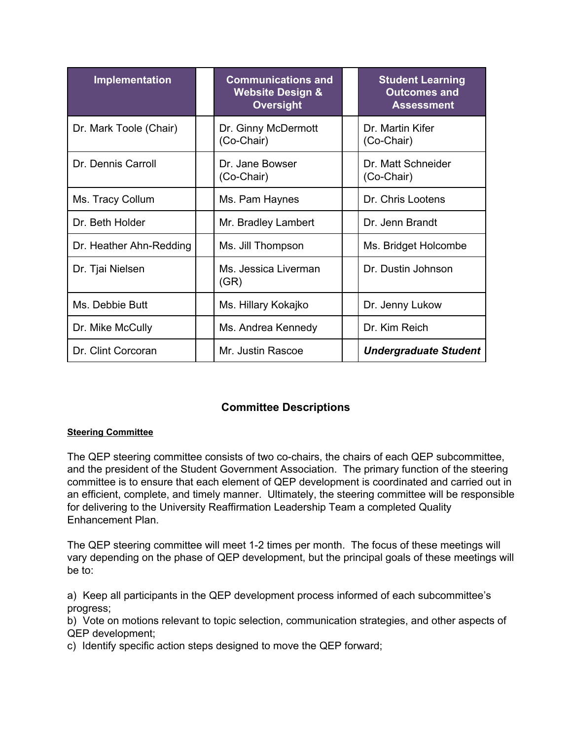| Implementation | | Communications and Website Design & Oversight | | Student Learning Outcomes and Assessment |
|---|---|---|---|---|
| Dr. Mark Toole (Chair) | | Dr. Ginny McDermott (Co-Chair) | | Dr. Martin Kifer (Co-Chair) |
| Dr. Dennis Carroll | | Dr. Jane Bowser (Co-Chair) | | Dr. Matt Schneider (Co-Chair) |
| Ms. Tracy Collum | | Ms. Pam Haynes | | Dr. Chris Lootens |
| Dr. Beth Holder | | Mr. Bradley Lambert | | Dr. Jenn Brandt |
| Dr. Heather Ahn-Redding | | Ms. Jill Thompson | | Ms. Bridget Holcombe |
| Dr. Tjai Nielsen | | Ms. Jessica Liverman (GR) | | Dr. Dustin Johnson |
| Ms. Debbie Butt | | Ms. Hillary Kokajko | | Dr. Jenny Lukow |
| Dr. Mike McCully | | Ms. Andrea Kennedy | | Dr. Kim Reich |
| Dr. Clint Corcoran | | Mr. Justin Rascoe | | ***Undergraduate Student*** |

## Committee Descriptions

**Steering Committee**

The QEP steering committee consists of two co-chairs, the chairs of each QEP subcommittee, and the president of the Student Government Association. The primary function of the steering committee is to ensure that each element of QEP development is coordinated and carried out in an efficient, complete, and timely manner. Ultimately, the steering committee will be responsible for delivering to the University Reaffirmation Leadership Team a completed Quality Enhancement Plan.

The QEP steering committee will meet 1-2 times per month. The focus of these meetings will vary depending on the phase of QEP development, but the principal goals of these meetings will be to:

a) Keep all participants in the QEP development process informed of each subcommittee's progress;
b) Vote on motions relevant to topic selection, communication strategies, and other aspects of QEP development;
c) Identify specific action steps designed to move the QEP forward;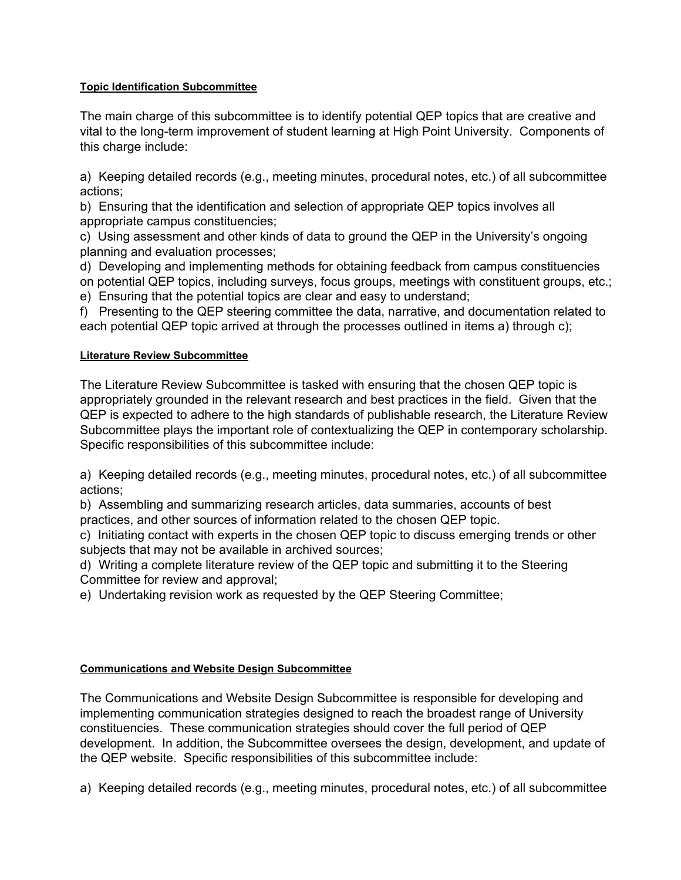**Topic Identification Subcommittee**

The main charge of this subcommittee is to identify potential QEP topics that are creative and vital to the long-term improvement of student learning at High Point University. Components of this charge include:

a) Keeping detailed records (e.g., meeting minutes, procedural notes, etc.) of all subcommittee actions;
b) Ensuring that the identification and selection of appropriate QEP topics involves all appropriate campus constituencies;
c) Using assessment and other kinds of data to ground the QEP in the University's ongoing planning and evaluation processes;
d) Developing and implementing methods for obtaining feedback from campus constituencies on potential QEP topics, including surveys, focus groups, meetings with constituent groups, etc.;
e) Ensuring that the potential topics are clear and easy to understand;
f) Presenting to the QEP steering committee the data, narrative, and documentation related to each potential QEP topic arrived at through the processes outlined in items a) through c);

**Literature Review Subcommittee**

The Literature Review Subcommittee is tasked with ensuring that the chosen QEP topic is appropriately grounded in the relevant research and best practices in the field. Given that the QEP is expected to adhere to the high standards of publishable research, the Literature Review Subcommittee plays the important role of contextualizing the QEP in contemporary scholarship. Specific responsibilities of this subcommittee include:

a) Keeping detailed records (e.g., meeting minutes, procedural notes, etc.) of all subcommittee actions;
b) Assembling and summarizing research articles, data summaries, accounts of best practices, and other sources of information related to the chosen QEP topic.
c) Initiating contact with experts in the chosen QEP topic to discuss emerging trends or other subjects that may not be available in archived sources;
d) Writing a complete literature review of the QEP topic and submitting it to the Steering Committee for review and approval;
e) Undertaking revision work as requested by the QEP Steering Committee;

**Communications and Website Design Subcommittee**

The Communications and Website Design Subcommittee is responsible for developing and implementing communication strategies designed to reach the broadest range of University constituencies. These communication strategies should cover the full period of QEP development. In addition, the Subcommittee oversees the design, development, and update of the QEP website. Specific responsibilities of this subcommittee include:

a) Keeping detailed records (e.g., meeting minutes, procedural notes, etc.) of all subcommittee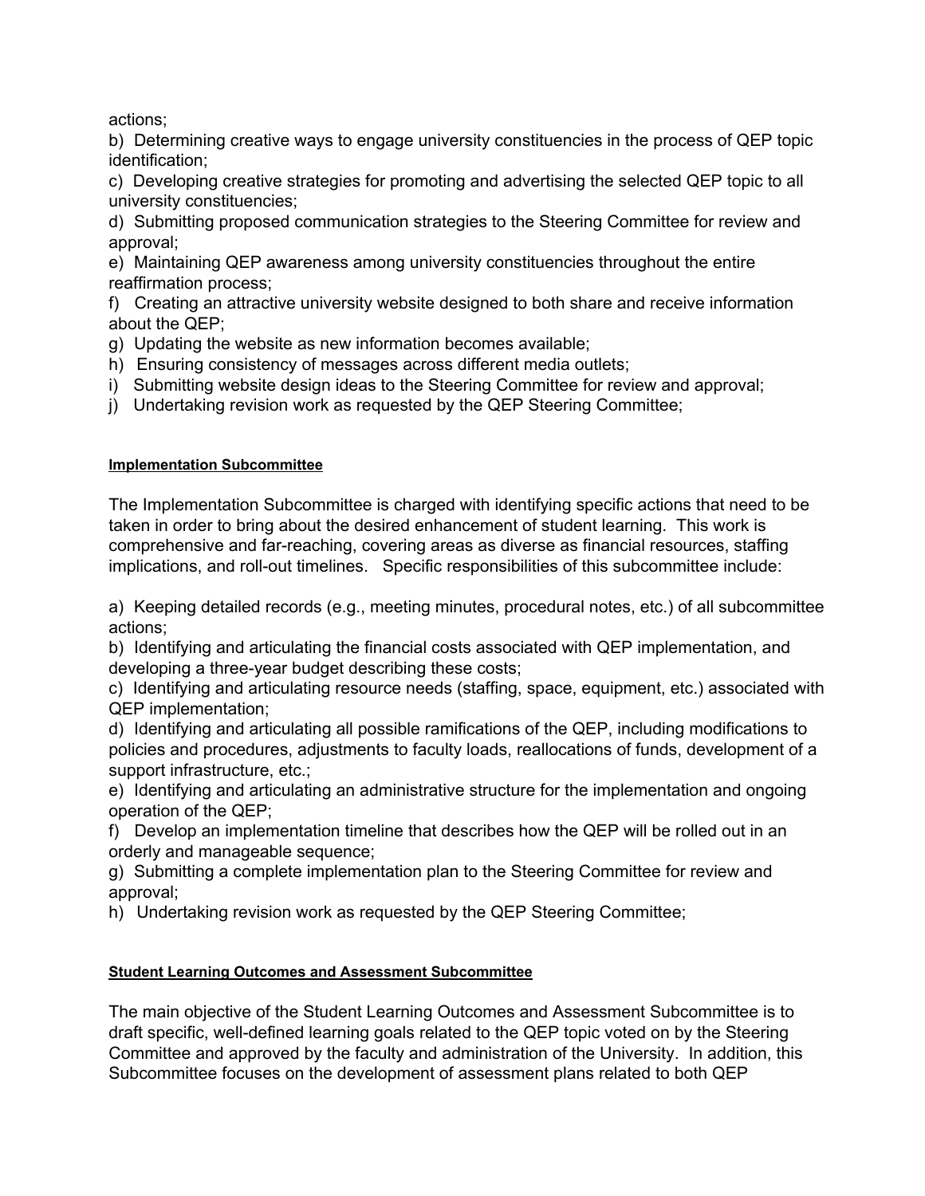actions;

b) Determining creative ways to engage university constituencies in the process of QEP topic identification;

c) Developing creative strategies for promoting and advertising the selected QEP topic to all university constituencies;

d) Submitting proposed communication strategies to the Steering Committee for review and approval;

e) Maintaining QEP awareness among university constituencies throughout the entire reaffirmation process;

f) Creating an attractive university website designed to both share and receive information about the QEP;

g) Updating the website as new information becomes available;

h) Ensuring consistency of messages across different media outlets;

i) Submitting website design ideas to the Steering Committee for review and approval;

j) Undertaking revision work as requested by the QEP Steering Committee;

**Implementation Subcommittee**

The Implementation Subcommittee is charged with identifying specific actions that need to be taken in order to bring about the desired enhancement of student learning. This work is comprehensive and far-reaching, covering areas as diverse as financial resources, staffing implications, and roll-out timelines. Specific responsibilities of this subcommittee include:

a) Keeping detailed records (e.g., meeting minutes, procedural notes, etc.) of all subcommittee actions;

b) Identifying and articulating the financial costs associated with QEP implementation, and developing a three-year budget describing these costs;

c) Identifying and articulating resource needs (staffing, space, equipment, etc.) associated with QEP implementation;

d) Identifying and articulating all possible ramifications of the QEP, including modifications to policies and procedures, adjustments to faculty loads, reallocations of funds, development of a support infrastructure, etc.;

e) Identifying and articulating an administrative structure for the implementation and ongoing operation of the QEP;

f) Develop an implementation timeline that describes how the QEP will be rolled out in an orderly and manageable sequence;

g) Submitting a complete implementation plan to the Steering Committee for review and approval;

h) Undertaking revision work as requested by the QEP Steering Committee;

**Student Learning Outcomes and Assessment Subcommittee**

The main objective of the Student Learning Outcomes and Assessment Subcommittee is to draft specific, well-defined learning goals related to the QEP topic voted on by the Steering Committee and approved by the faculty and administration of the University. In addition, this Subcommittee focuses on the development of assessment plans related to both QEP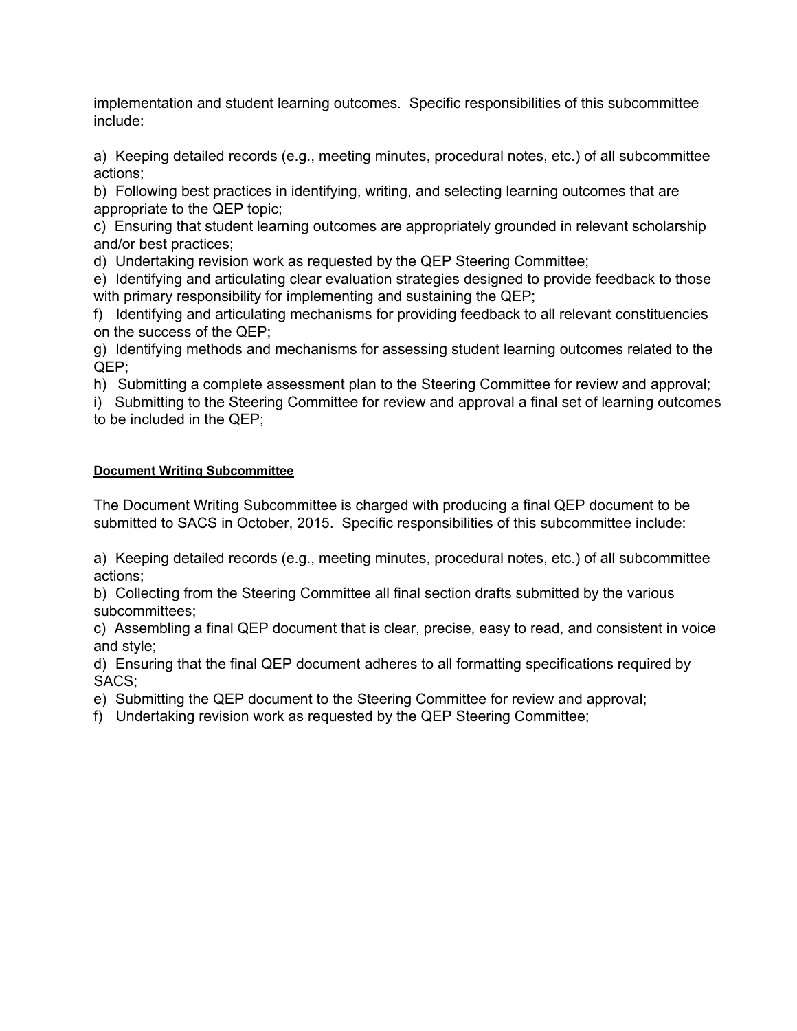implementation and student learning outcomes. Specific responsibilities of this subcommittee include:

a) Keeping detailed records (e.g., meeting minutes, procedural notes, etc.) of all subcommittee actions;
b) Following best practices in identifying, writing, and selecting learning outcomes that are appropriate to the QEP topic;
c) Ensuring that student learning outcomes are appropriately grounded in relevant scholarship and/or best practices;
d) Undertaking revision work as requested by the QEP Steering Committee;
e) Identifying and articulating clear evaluation strategies designed to provide feedback to those with primary responsibility for implementing and sustaining the QEP;
f) Identifying and articulating mechanisms for providing feedback to all relevant constituencies on the success of the QEP;
g) Identifying methods and mechanisms for assessing student learning outcomes related to the QEP;
h) Submitting a complete assessment plan to the Steering Committee for review and approval;
i) Submitting to the Steering Committee for review and approval a final set of learning outcomes to be included in the QEP;

**Document Writing Subcommittee**

The Document Writing Subcommittee is charged with producing a final QEP document to be submitted to SACS in October, 2015. Specific responsibilities of this subcommittee include:

a) Keeping detailed records (e.g., meeting minutes, procedural notes, etc.) of all subcommittee actions;
b) Collecting from the Steering Committee all final section drafts submitted by the various subcommittees;
c) Assembling a final QEP document that is clear, precise, easy to read, and consistent in voice and style;
d) Ensuring that the final QEP document adheres to all formatting specifications required by SACS;
e) Submitting the QEP document to the Steering Committee for review and approval;
f) Undertaking revision work as requested by the QEP Steering Committee;